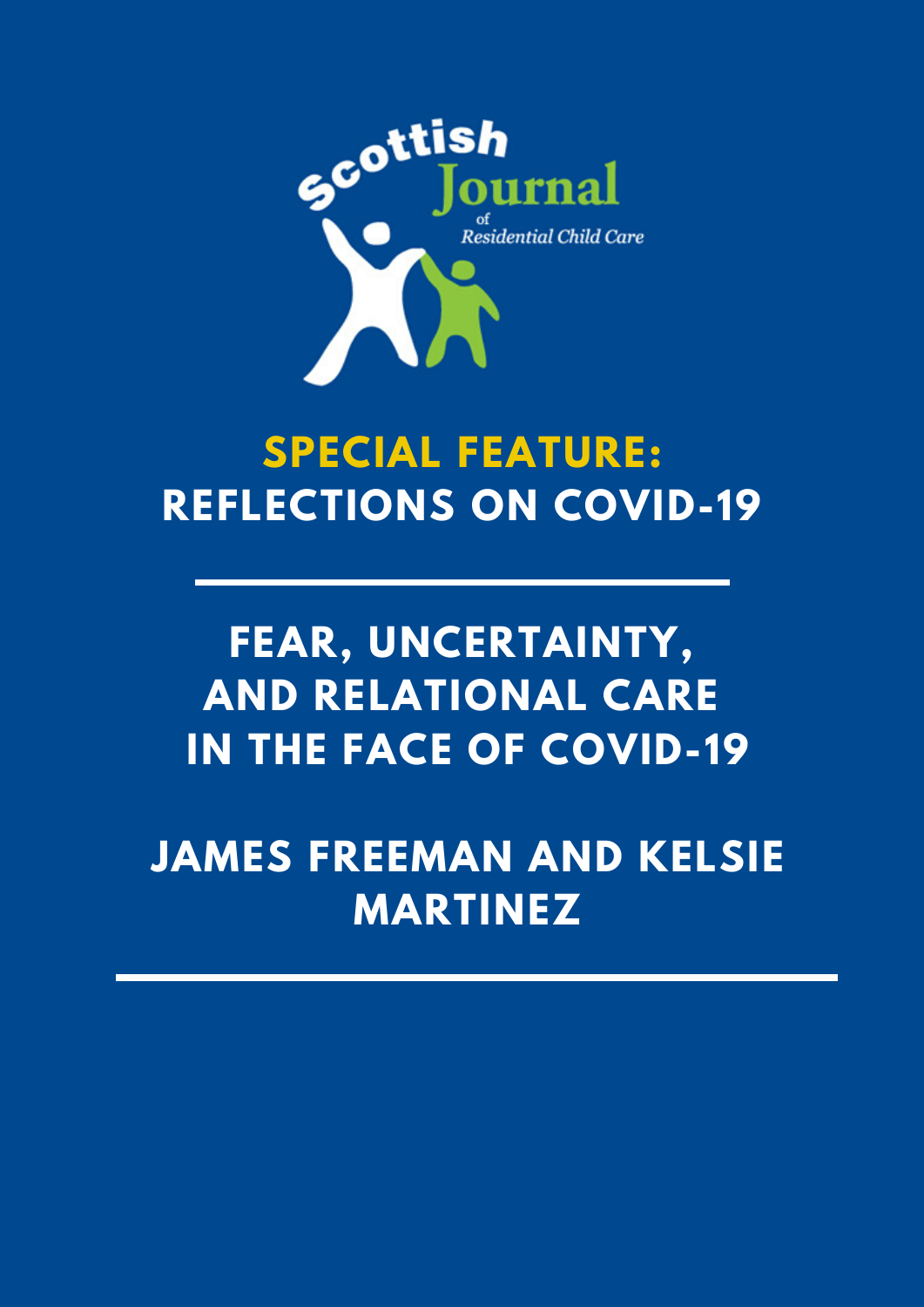Scottish Journal of Residential Child Care

## SPECIAL FEATURE: REFLECTIONS ON COVID-19

# FEAR, UNCERTAINTY, AND RELATIONAL CARE IN THE FACE OF COVID-19

## JAMES FREEMAN AND KELSIE MARTINEZ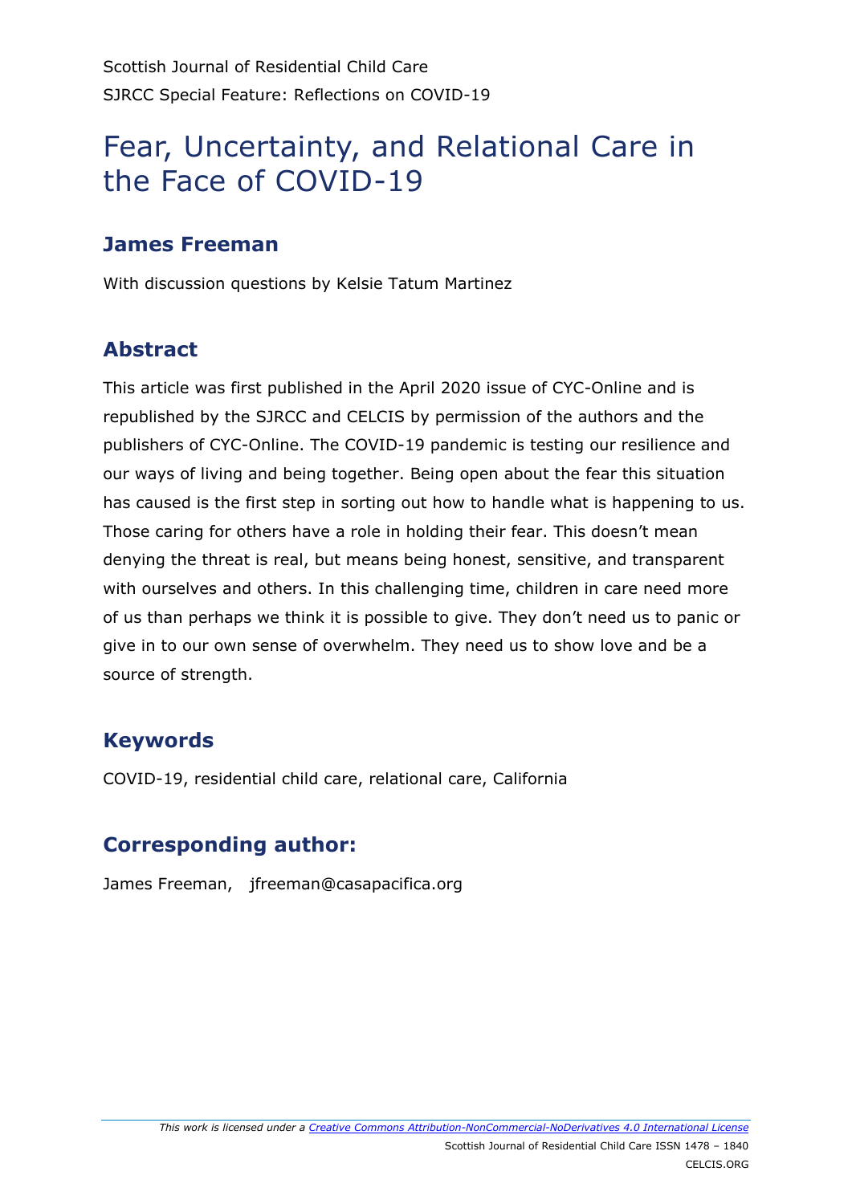Scottish Journal of Residential Child Care
SJRCC Special Feature: Reflections on COVID-19

# Fear, Uncertainty, and Relational Care in the Face of COVID-19

## James Freeman

With discussion questions by Kelsie Tatum Martinez

## Abstract

This article was first published in the April 2020 issue of CYC-Online and is republished by the SJRCC and CELCIS by permission of the authors and the publishers of CYC-Online. The COVID-19 pandemic is testing our resilience and our ways of living and being together. Being open about the fear this situation has caused is the first step in sorting out how to handle what is happening to us. Those caring for others have a role in holding their fear. This doesn't mean denying the threat is real, but means being honest, sensitive, and transparent with ourselves and others. In this challenging time, children in care need more of us than perhaps we think it is possible to give. They don't need us to panic or give in to our own sense of overwhelm. They need us to show love and be a source of strength.

## Keywords

COVID-19, residential child care, relational care, California

## Corresponding author:

James Freeman, jfreeman@casapacifica.org

*This work is licensed under a Creative Commons Attribution-NonCommercial-NoDerivatives 4.0 International License*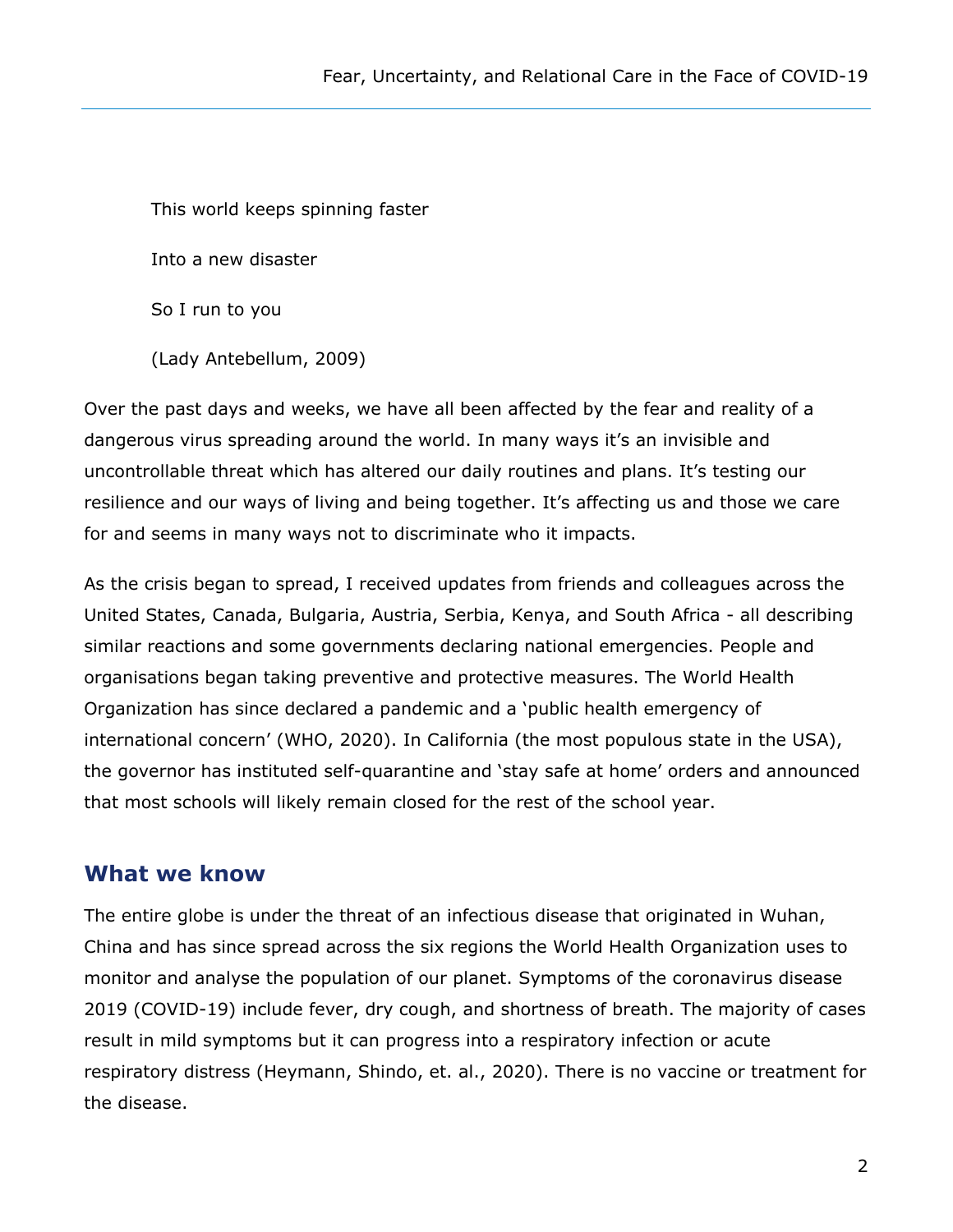This world keeps spinning faster

Into a new disaster

So I run to you

(Lady Antebellum, 2009)

Over the past days and weeks, we have all been affected by the fear and reality of a dangerous virus spreading around the world. In many ways it's an invisible and uncontrollable threat which has altered our daily routines and plans. It's testing our resilience and our ways of living and being together. It's affecting us and those we care for and seems in many ways not to discriminate who it impacts.

As the crisis began to spread, I received updates from friends and colleagues across the United States, Canada, Bulgaria, Austria, Serbia, Kenya, and South Africa - all describing similar reactions and some governments declaring national emergencies. People and organisations began taking preventive and protective measures. The World Health Organization has since declared a pandemic and a 'public health emergency of international concern' (WHO, 2020). In California (the most populous state in the USA), the governor has instituted self-quarantine and 'stay safe at home' orders and announced that most schools will likely remain closed for the rest of the school year.

## What we know

The entire globe is under the threat of an infectious disease that originated in Wuhan, China and has since spread across the six regions the World Health Organization uses to monitor and analyse the population of our planet. Symptoms of the coronavirus disease 2019 (COVID-19) include fever, dry cough, and shortness of breath. The majority of cases result in mild symptoms but it can progress into a respiratory infection or acute respiratory distress (Heymann, Shindo, et. al., 2020). There is no vaccine or treatment for the disease.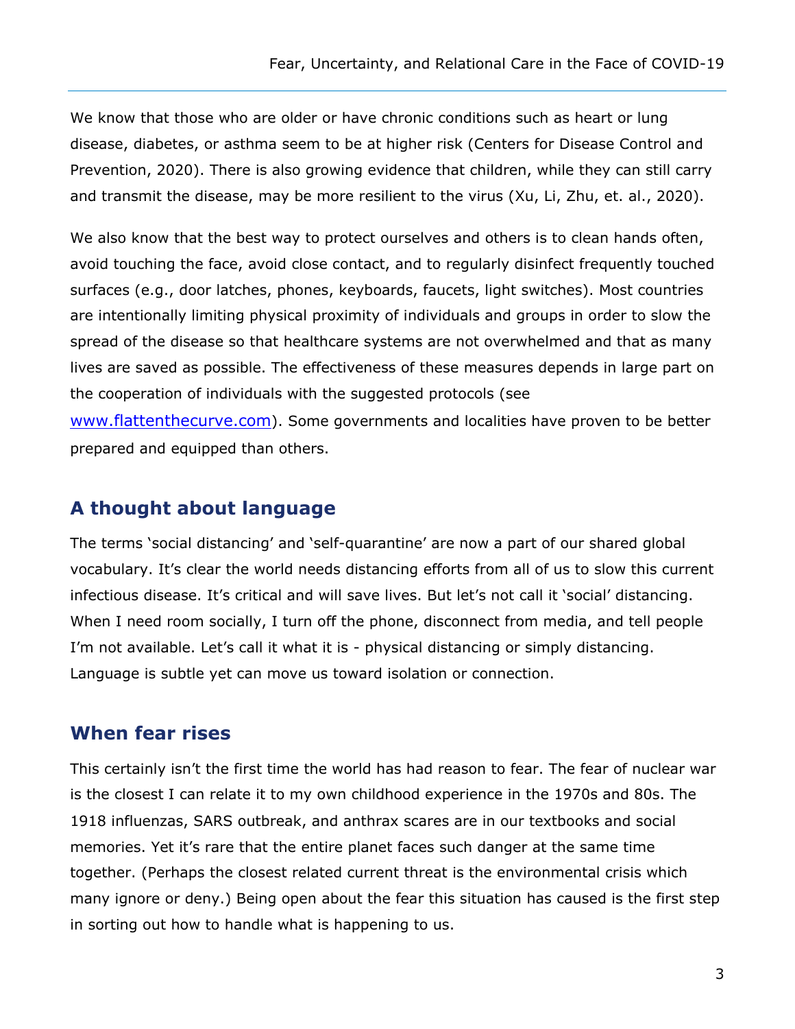We know that those who are older or have chronic conditions such as heart or lung disease, diabetes, or asthma seem to be at higher risk (Centers for Disease Control and Prevention, 2020). There is also growing evidence that children, while they can still carry and transmit the disease, may be more resilient to the virus (Xu, Li, Zhu, et. al., 2020).

We also know that the best way to protect ourselves and others is to clean hands often, avoid touching the face, avoid close contact, and to regularly disinfect frequently touched surfaces (e.g., door latches, phones, keyboards, faucets, light switches). Most countries are intentionally limiting physical proximity of individuals and groups in order to slow the spread of the disease so that healthcare systems are not overwhelmed and that as many lives are saved as possible. The effectiveness of these measures depends in large part on the cooperation of individuals with the suggested protocols (see [www.flattenthecurve.com](http://www.flattenthecurve.com)). Some governments and localities have proven to be better prepared and equipped than others.

## A thought about language

The terms 'social distancing' and 'self-quarantine' are now a part of our shared global vocabulary. It's clear the world needs distancing efforts from all of us to slow this current infectious disease. It's critical and will save lives. But let's not call it 'social' distancing. When I need room socially, I turn off the phone, disconnect from media, and tell people I'm not available. Let's call it what it is - physical distancing or simply distancing. Language is subtle yet can move us toward isolation or connection.

## When fear rises

This certainly isn't the first time the world has had reason to fear. The fear of nuclear war is the closest I can relate it to my own childhood experience in the 1970s and 80s. The 1918 influenzas, SARS outbreak, and anthrax scares are in our textbooks and social memories. Yet it's rare that the entire planet faces such danger at the same time together. (Perhaps the closest related current threat is the environmental crisis which many ignore or deny.) Being open about the fear this situation has caused is the first step in sorting out how to handle what is happening to us.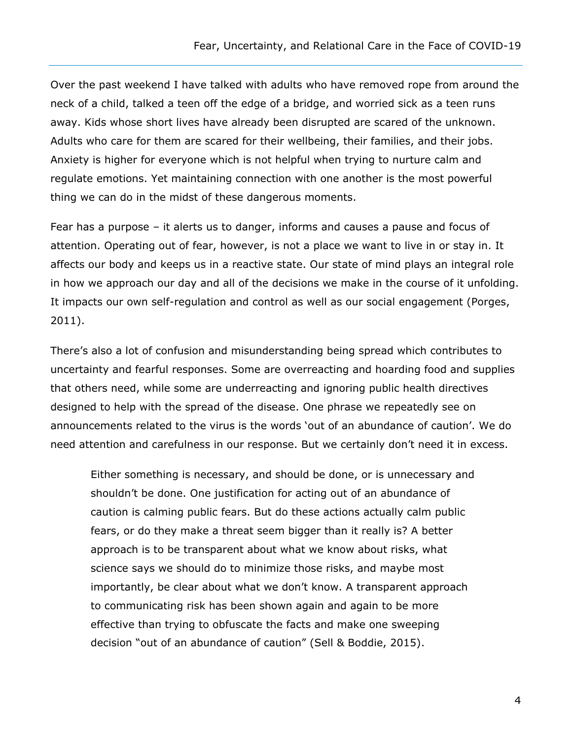Over the past weekend I have talked with adults who have removed rope from around the neck of a child, talked a teen off the edge of a bridge, and worried sick as a teen runs away. Kids whose short lives have already been disrupted are scared of the unknown. Adults who care for them are scared for their wellbeing, their families, and their jobs. Anxiety is higher for everyone which is not helpful when trying to nurture calm and regulate emotions. Yet maintaining connection with one another is the most powerful thing we can do in the midst of these dangerous moments.

Fear has a purpose – it alerts us to danger, informs and causes a pause and focus of attention. Operating out of fear, however, is not a place we want to live in or stay in. It affects our body and keeps us in a reactive state. Our state of mind plays an integral role in how we approach our day and all of the decisions we make in the course of it unfolding. It impacts our own self-regulation and control as well as our social engagement (Porges, 2011).

There's also a lot of confusion and misunderstanding being spread which contributes to uncertainty and fearful responses. Some are overreacting and hoarding food and supplies that others need, while some are underreacting and ignoring public health directives designed to help with the spread of the disease. One phrase we repeatedly see on announcements related to the virus is the words 'out of an abundance of caution'. We do need attention and carefulness in our response. But we certainly don't need it in excess.

> Either something is necessary, and should be done, or is unnecessary and shouldn't be done. One justification for acting out of an abundance of caution is calming public fears. But do these actions actually calm public fears, or do they make a threat seem bigger than it really is? A better approach is to be transparent about what we know about risks, what science says we should do to minimize those risks, and maybe most importantly, be clear about what we don't know. A transparent approach to communicating risk has been shown again and again to be more effective than trying to obfuscate the facts and make one sweeping decision "out of an abundance of caution" (Sell & Boddie, 2015).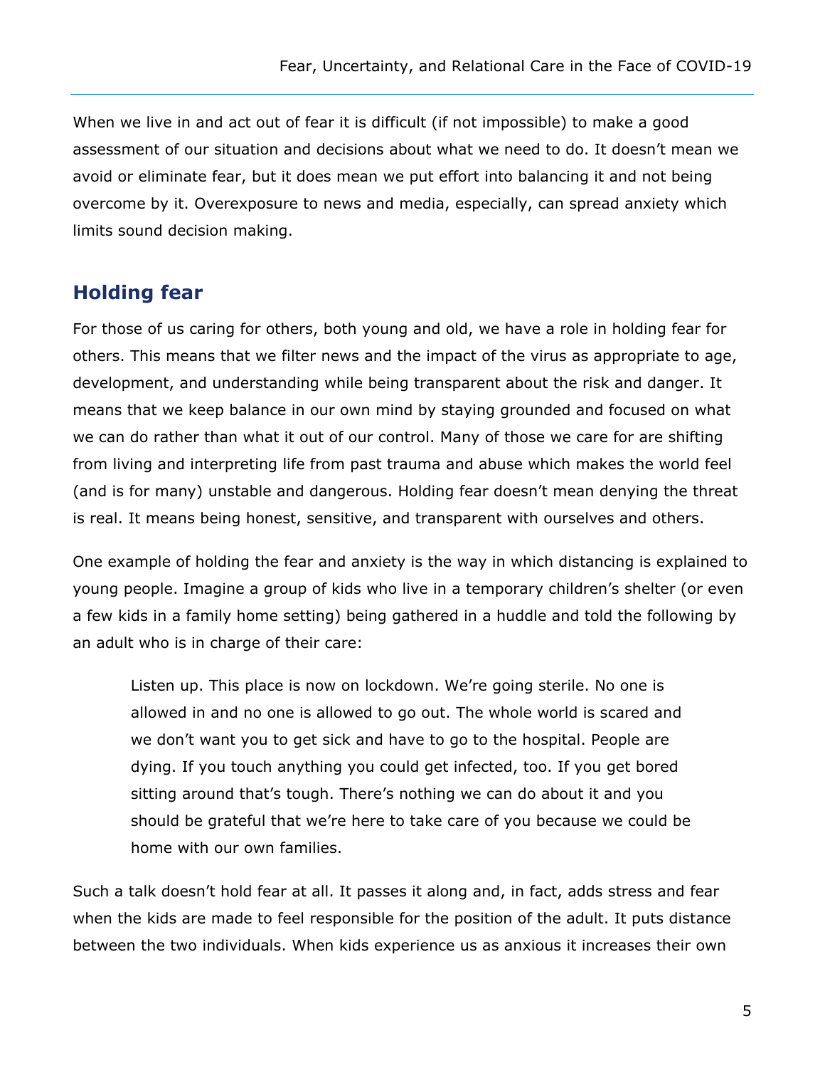When we live in and act out of fear it is difficult (if not impossible) to make a good assessment of our situation and decisions about what we need to do. It doesn't mean we avoid or eliminate fear, but it does mean we put effort into balancing it and not being overcome by it. Overexposure to news and media, especially, can spread anxiety which limits sound decision making.

## Holding fear

For those of us caring for others, both young and old, we have a role in holding fear for others. This means that we filter news and the impact of the virus as appropriate to age, development, and understanding while being transparent about the risk and danger. It means that we keep balance in our own mind by staying grounded and focused on what we can do rather than what it out of our control. Many of those we care for are shifting from living and interpreting life from past trauma and abuse which makes the world feel (and is for many) unstable and dangerous. Holding fear doesn't mean denying the threat is real. It means being honest, sensitive, and transparent with ourselves and others.

One example of holding the fear and anxiety is the way in which distancing is explained to young people. Imagine a group of kids who live in a temporary children's shelter (or even a few kids in a family home setting) being gathered in a huddle and told the following by an adult who is in charge of their care:

> Listen up. This place is now on lockdown. We're going sterile. No one is allowed in and no one is allowed to go out. The whole world is scared and we don't want you to get sick and have to go to the hospital. People are dying. If you touch anything you could get infected, too. If you get bored sitting around that's tough. There's nothing we can do about it and you should be grateful that we're here to take care of you because we could be home with our own families.

Such a talk doesn't hold fear at all. It passes it along and, in fact, adds stress and fear when the kids are made to feel responsible for the position of the adult. It puts distance between the two individuals. When kids experience us as anxious it increases their own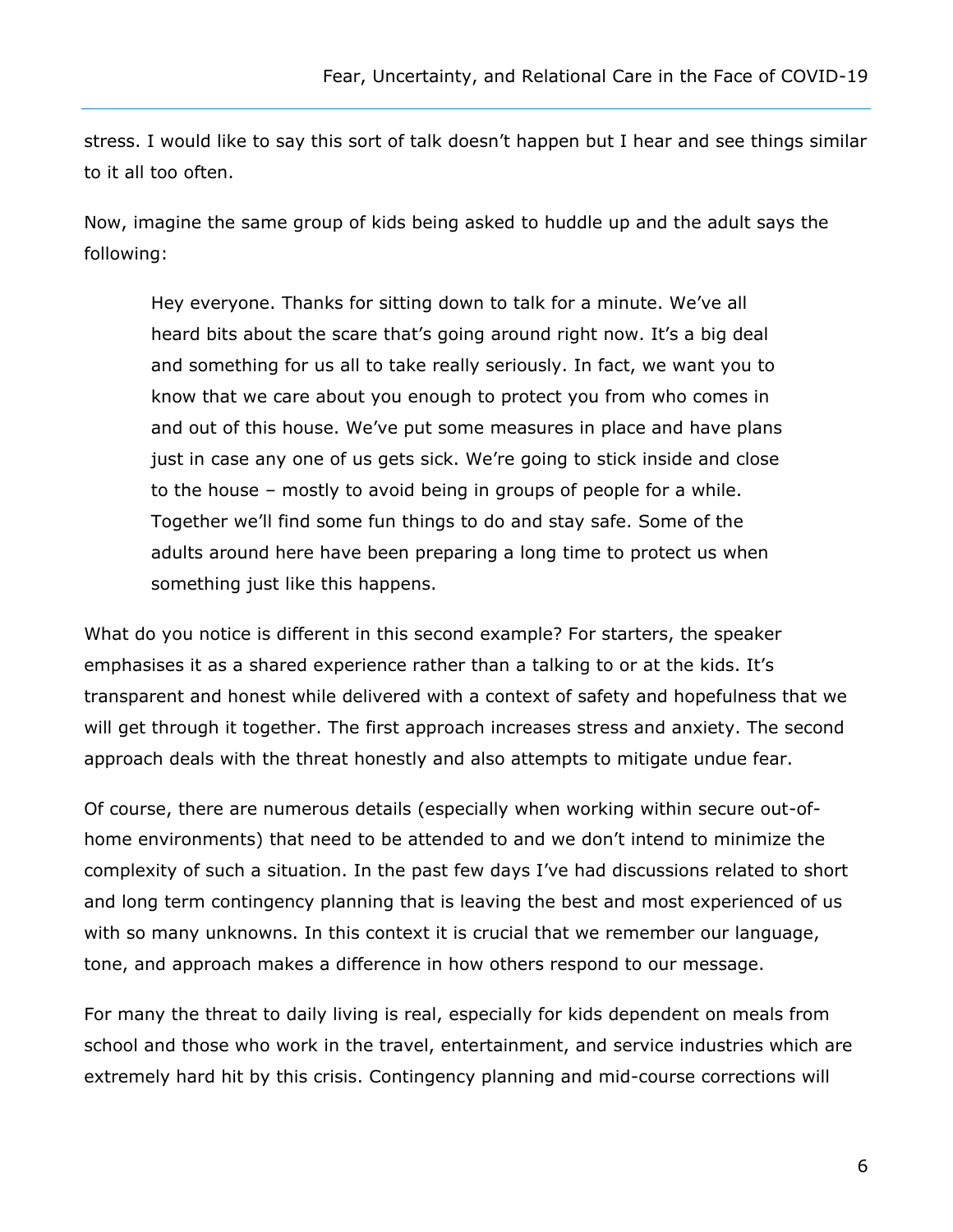stress. I would like to say this sort of talk doesn't happen but I hear and see things similar to it all too often.

Now, imagine the same group of kids being asked to huddle up and the adult says the following:

> Hey everyone. Thanks for sitting down to talk for a minute. We've all heard bits about the scare that's going around right now. It's a big deal and something for us all to take really seriously. In fact, we want you to know that we care about you enough to protect you from who comes in and out of this house. We've put some measures in place and have plans just in case any one of us gets sick. We're going to stick inside and close to the house – mostly to avoid being in groups of people for a while. Together we'll find some fun things to do and stay safe. Some of the adults around here have been preparing a long time to protect us when something just like this happens.

What do you notice is different in this second example? For starters, the speaker emphasises it as a shared experience rather than a talking to or at the kids. It's transparent and honest while delivered with a context of safety and hopefulness that we will get through it together. The first approach increases stress and anxiety. The second approach deals with the threat honestly and also attempts to mitigate undue fear.

Of course, there are numerous details (especially when working within secure out-of-home environments) that need to be attended to and we don't intend to minimize the complexity of such a situation. In the past few days I've had discussions related to short and long term contingency planning that is leaving the best and most experienced of us with so many unknowns. In this context it is crucial that we remember our language, tone, and approach makes a difference in how others respond to our message.

For many the threat to daily living is real, especially for kids dependent on meals from school and those who work in the travel, entertainment, and service industries which are extremely hard hit by this crisis. Contingency planning and mid-course corrections will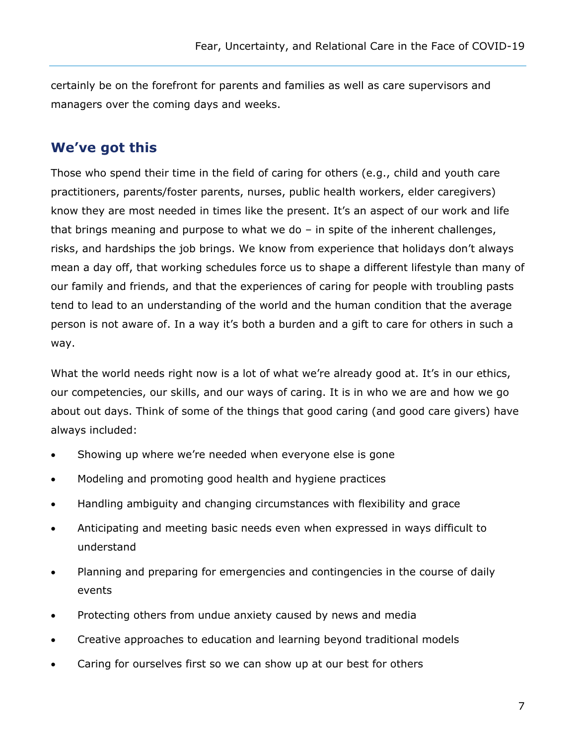certainly be on the forefront for parents and families as well as care supervisors and managers over the coming days and weeks.

## We've got this

Those who spend their time in the field of caring for others (e.g., child and youth care practitioners, parents/foster parents, nurses, public health workers, elder caregivers) know they are most needed in times like the present. It's an aspect of our work and life that brings meaning and purpose to what we do – in spite of the inherent challenges, risks, and hardships the job brings. We know from experience that holidays don't always mean a day off, that working schedules force us to shape a different lifestyle than many of our family and friends, and that the experiences of caring for people with troubling pasts tend to lead to an understanding of the world and the human condition that the average person is not aware of. In a way it's both a burden and a gift to care for others in such a way.

What the world needs right now is a lot of what we're already good at. It's in our ethics, our competencies, our skills, and our ways of caring. It is in who we are and how we go about out days. Think of some of the things that good caring (and good care givers) have always included:

- Showing up where we're needed when everyone else is gone
- Modeling and promoting good health and hygiene practices
- Handling ambiguity and changing circumstances with flexibility and grace
- Anticipating and meeting basic needs even when expressed in ways difficult to understand
- Planning and preparing for emergencies and contingencies in the course of daily events
- Protecting others from undue anxiety caused by news and media
- Creative approaches to education and learning beyond traditional models
- Caring for ourselves first so we can show up at our best for others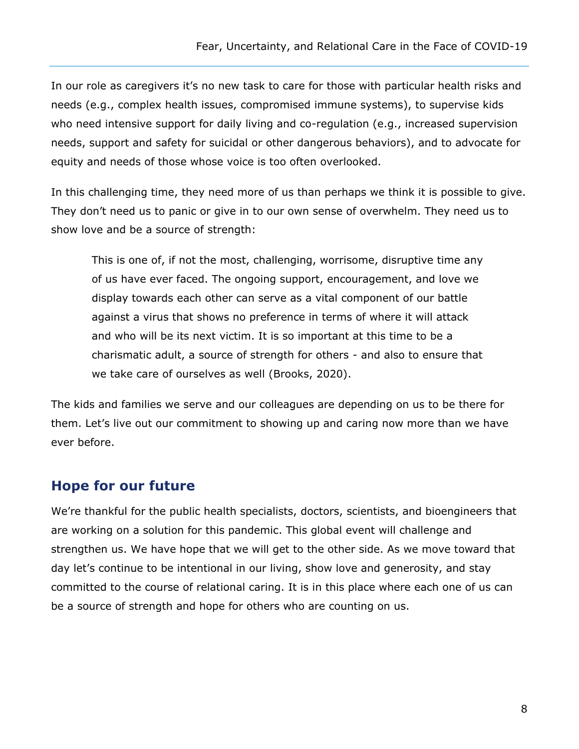In our role as caregivers it's no new task to care for those with particular health risks and needs (e.g., complex health issues, compromised immune systems), to supervise kids who need intensive support for daily living and co-regulation (e.g., increased supervision needs, support and safety for suicidal or other dangerous behaviors), and to advocate for equity and needs of those whose voice is too often overlooked.

In this challenging time, they need more of us than perhaps we think it is possible to give. They don't need us to panic or give in to our own sense of overwhelm. They need us to show love and be a source of strength:

> This is one of, if not the most, challenging, worrisome, disruptive time any of us have ever faced. The ongoing support, encouragement, and love we display towards each other can serve as a vital component of our battle against a virus that shows no preference in terms of where it will attack and who will be its next victim. It is so important at this time to be a charismatic adult, a source of strength for others - and also to ensure that we take care of ourselves as well (Brooks, 2020).

The kids and families we serve and our colleagues are depending on us to be there for them. Let's live out our commitment to showing up and caring now more than we have ever before.

## Hope for our future

We're thankful for the public health specialists, doctors, scientists, and bioengineers that are working on a solution for this pandemic. This global event will challenge and strengthen us. We have hope that we will get to the other side. As we move toward that day let's continue to be intentional in our living, show love and generosity, and stay committed to the course of relational caring. It is in this place where each one of us can be a source of strength and hope for others who are counting on us.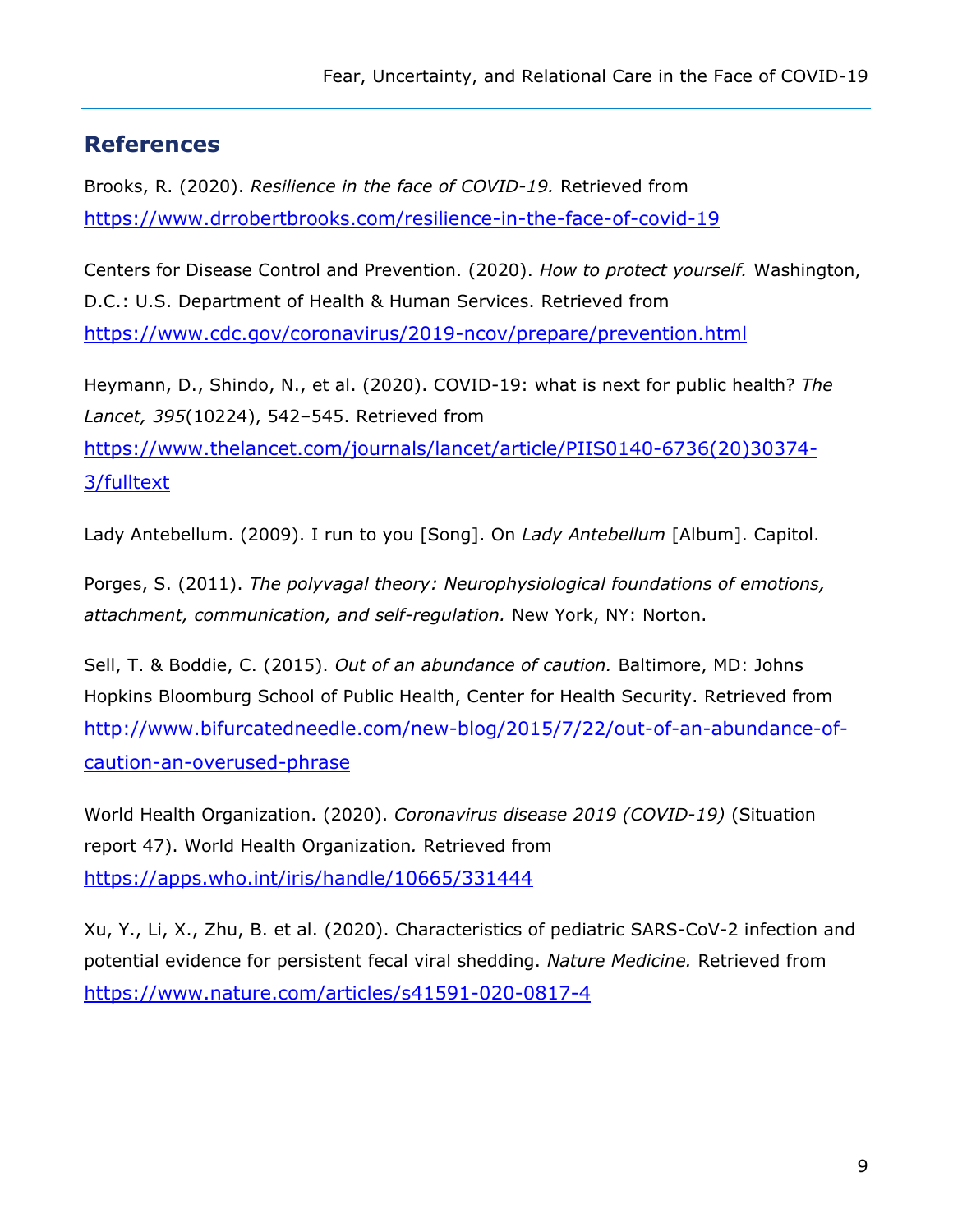## References

Brooks, R. (2020). *Resilience in the face of COVID-19.* Retrieved from https://www.drrobertbrooks.com/resilience-in-the-face-of-covid-19

Centers for Disease Control and Prevention. (2020). *How to protect yourself.* Washington, D.C.: U.S. Department of Health & Human Services. Retrieved from https://www.cdc.gov/coronavirus/2019-ncov/prepare/prevention.html

Heymann, D., Shindo, N., et al. (2020). COVID-19: what is next for public health? *The Lancet, 395*(10224), 542–545. Retrieved from https://www.thelancet.com/journals/lancet/article/PIIS0140-6736(20)30374-3/fulltext

Lady Antebellum. (2009). I run to you [Song]. On *Lady Antebellum* [Album]. Capitol.

Porges, S. (2011). *The polyvagal theory: Neurophysiological foundations of emotions, attachment, communication, and self-regulation.* New York, NY: Norton.

Sell, T. & Boddie, C. (2015). *Out of an abundance of caution.* Baltimore, MD: Johns Hopkins Bloomburg School of Public Health, Center for Health Security. Retrieved from http://www.bifurcatedneedle.com/new-blog/2015/7/22/out-of-an-abundance-of-caution-an-overused-phrase

World Health Organization. (2020). *Coronavirus disease 2019 (COVID-19)* (Situation report 47). World Health Organization. Retrieved from https://apps.who.int/iris/handle/10665/331444

Xu, Y., Li, X., Zhu, B. et al. (2020). Characteristics of pediatric SARS-CoV-2 infection and potential evidence for persistent fecal viral shedding. *Nature Medicine.* Retrieved from https://www.nature.com/articles/s41591-020-0817-4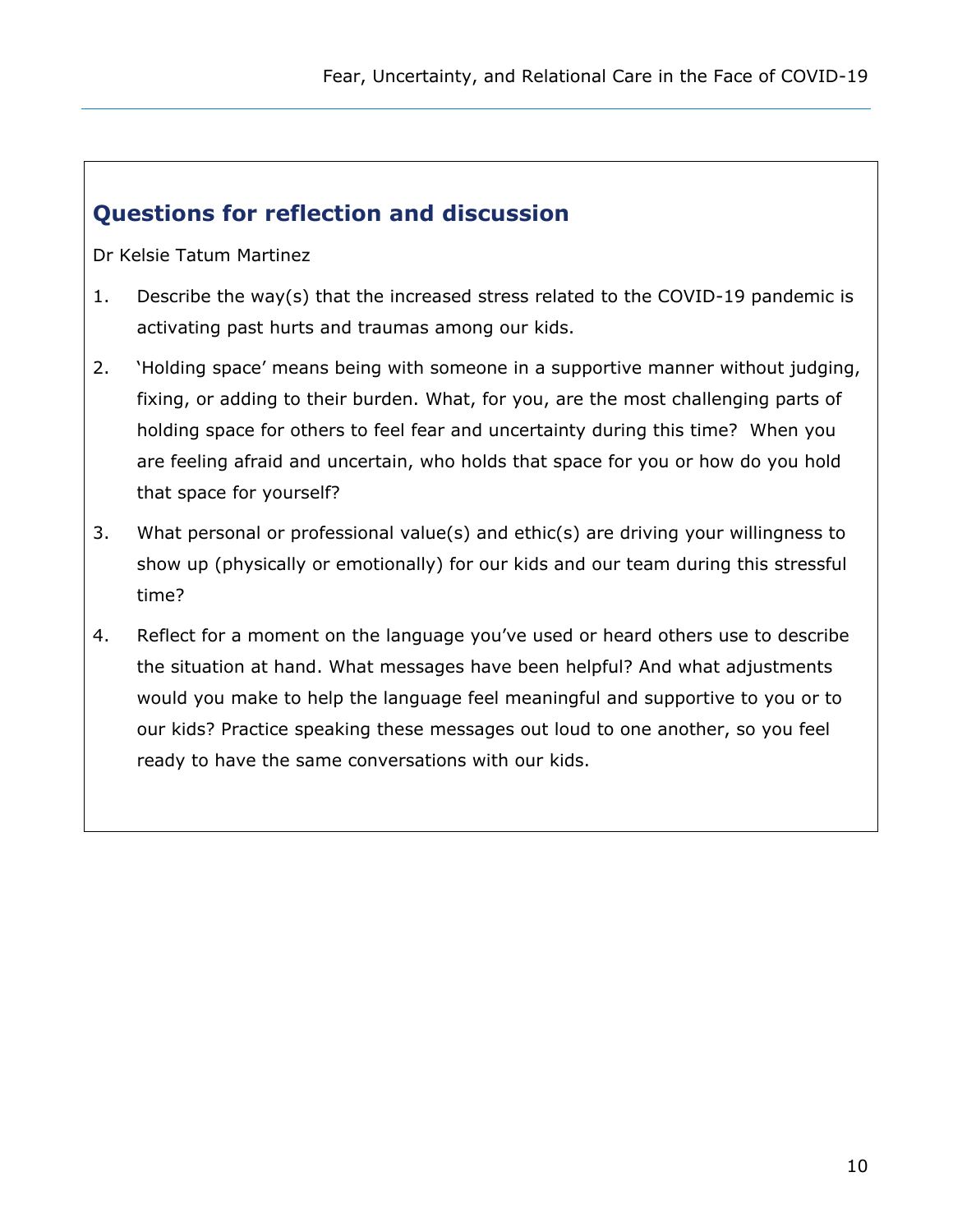## Questions for reflection and discussion

Dr Kelsie Tatum Martinez

1. Describe the way(s) that the increased stress related to the COVID-19 pandemic is activating past hurts and traumas among our kids.
2. 'Holding space' means being with someone in a supportive manner without judging, fixing, or adding to their burden. What, for you, are the most challenging parts of holding space for others to feel fear and uncertainty during this time? When you are feeling afraid and uncertain, who holds that space for you or how do you hold that space for yourself?
3. What personal or professional value(s) and ethic(s) are driving your willingness to show up (physically or emotionally) for our kids and our team during this stressful time?
4. Reflect for a moment on the language you've used or heard others use to describe the situation at hand. What messages have been helpful? And what adjustments would you make to help the language feel meaningful and supportive to you or to our kids? Practice speaking these messages out loud to one another, so you feel ready to have the same conversations with our kids.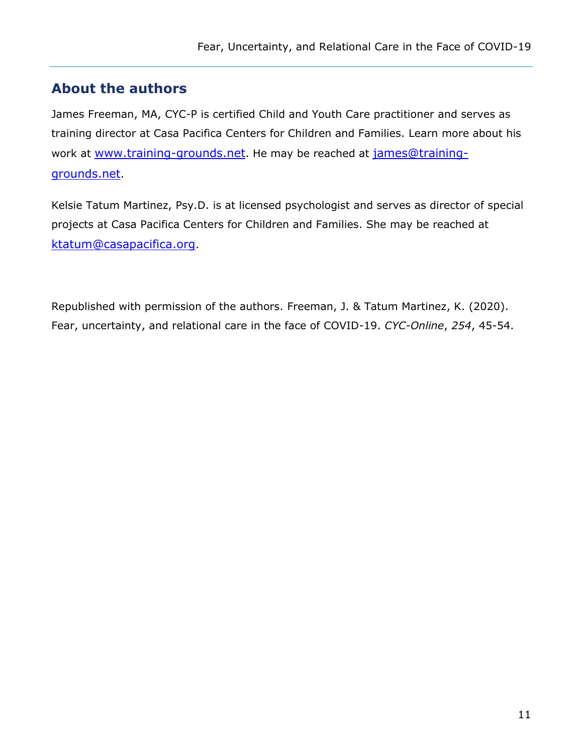## About the authors

James Freeman, MA, CYC-P is certified Child and Youth Care practitioner and serves as training director at Casa Pacifica Centers for Children and Families. Learn more about his work at [www.training-grounds.net](http://www.training-grounds.net). He may be reached at [james@training-grounds.net](mailto:james@training-grounds.net).

Kelsie Tatum Martinez, Psy.D. is at licensed psychologist and serves as director of special projects at Casa Pacifica Centers for Children and Families. She may be reached at [ktatum@casapacifica.org](mailto:ktatum@casapacifica.org).

Republished with permission of the authors. Freeman, J. & Tatum Martinez, K. (2020). Fear, uncertainty, and relational care in the face of COVID-19. *CYC-Online*, *254*, 45-54.